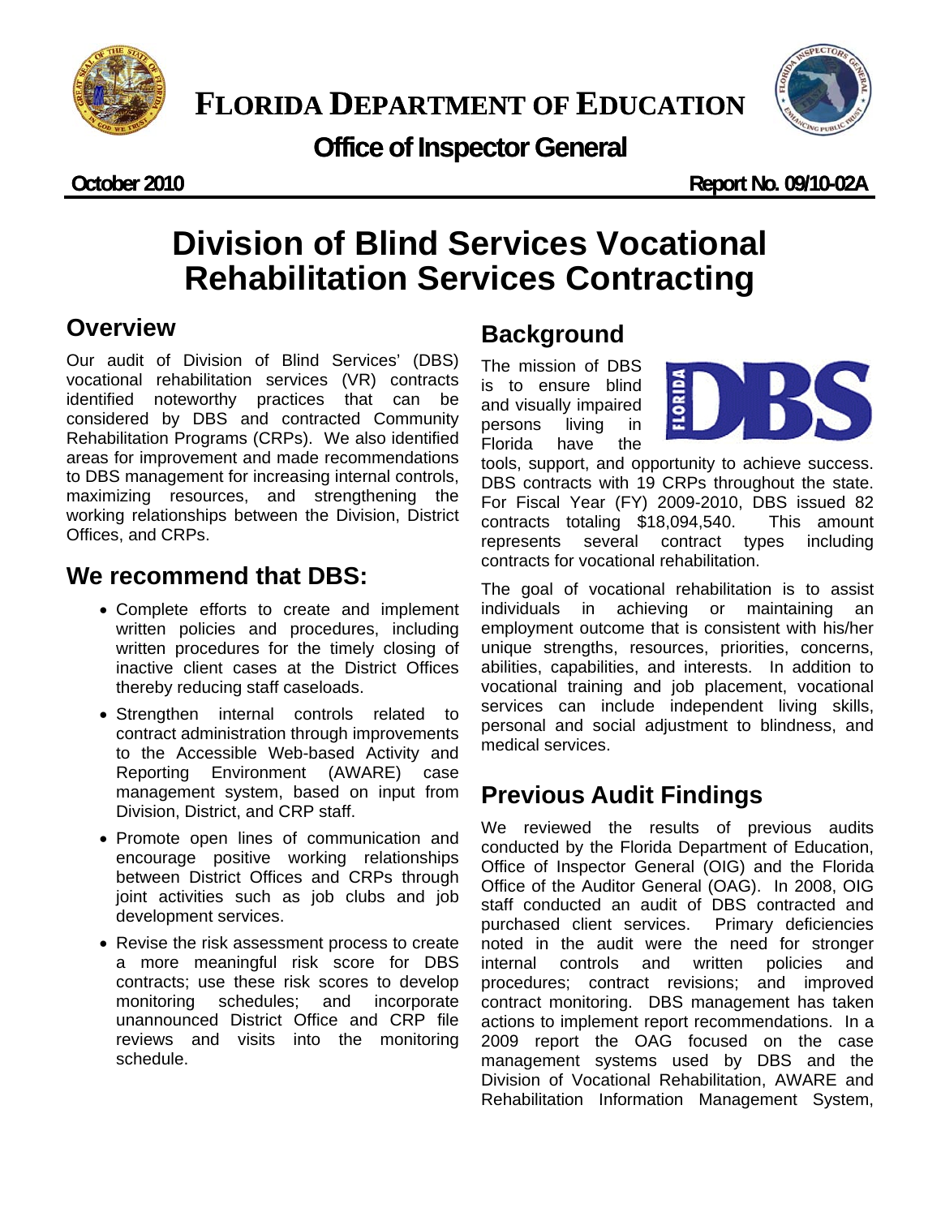# FLORIDA DEPARTMENT OF EDUCATION

## Office of Inspector General

**October 2010** **Report No. 09/10-02A**

# Division of Blind Services Vocational Rehabilitation Services Contracting

## Overview

Our audit of Division of Blind Services' (DBS) vocational rehabilitation services (VR) contracts identified noteworthy practices that can be considered by DBS and contracted Community Rehabilitation Programs (CRPs). We also identified areas for improvement and made recommendations to DBS management for increasing internal controls, maximizing resources, and strengthening the working relationships between the Division, District Offices, and CRPs.

## We recommend that DBS:

- Complete efforts to create and implement written policies and procedures, including written procedures for the timely closing of inactive client cases at the District Offices thereby reducing staff caseloads.
- Strengthen internal controls related to contract administration through improvements to the Accessible Web-based Activity and Reporting Environment (AWARE) case management system, based on input from Division, District, and CRP staff.
- Promote open lines of communication and encourage positive working relationships between District Offices and CRPs through joint activities such as job clubs and job development services.
- Revise the risk assessment process to create a more meaningful risk score for DBS contracts; use these risk scores to develop monitoring schedules; and incorporate unannounced District Office and CRP file reviews and visits into the monitoring schedule.

## Background

The mission of DBS is to ensure blind and visually impaired persons living in Florida have the tools, support, and opportunity to achieve success. DBS contracts with 19 CRPs throughout the state. For Fiscal Year (FY) 2009-2010, DBS issued 82 contracts totaling $18,094,540. This amount represents several contract types including contracts for vocational rehabilitation.

The goal of vocational rehabilitation is to assist individuals in achieving or maintaining an employment outcome that is consistent with his/her unique strengths, resources, priorities, concerns, abilities, capabilities, and interests. In addition to vocational training and job placement, vocational services can include independent living skills, personal and social adjustment to blindness, and medical services.

## Previous Audit Findings

We reviewed the results of previous audits conducted by the Florida Department of Education, Office of Inspector General (OIG) and the Florida Office of the Auditor General (OAG). In 2008, OIG staff conducted an audit of DBS contracted and purchased client services. Primary deficiencies noted in the audit were the need for stronger internal controls and written policies and procedures; contract revisions; and improved contract monitoring. DBS management has taken actions to implement report recommendations. In a 2009 report the OAG focused on the case management systems used by DBS and the Division of Vocational Rehabilitation, AWARE and Rehabilitation Information Management System,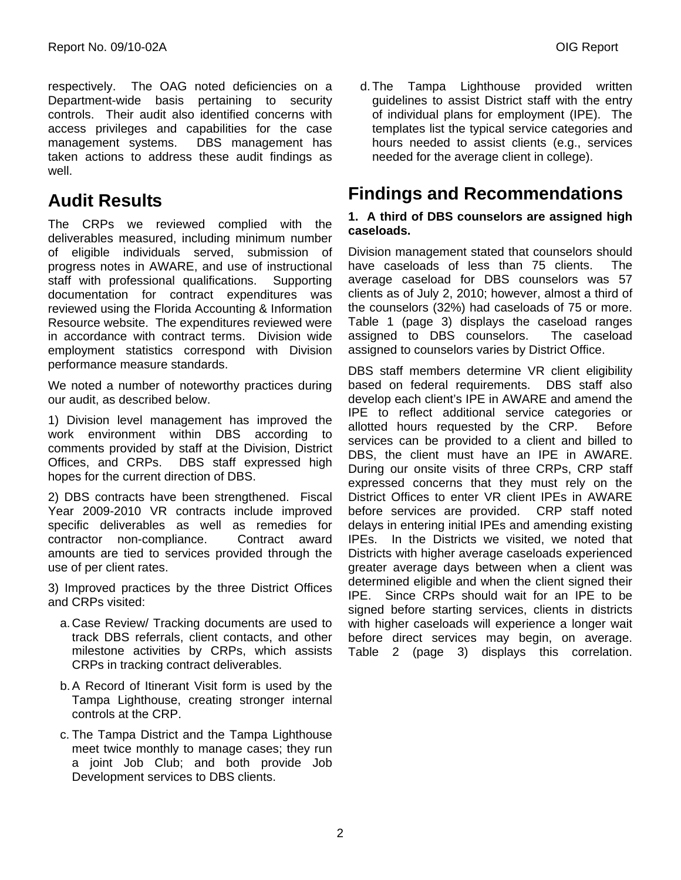respectively. The OAG noted deficiencies on a Department-wide basis pertaining to security controls. Their audit also identified concerns with access privileges and capabilities for the case management systems. DBS management has taken actions to address these audit findings as well.

## Audit Results

The CRPs we reviewed complied with the deliverables measured, including minimum number of eligible individuals served, submission of progress notes in AWARE, and use of instructional staff with professional qualifications. Supporting documentation for contract expenditures was reviewed using the Florida Accounting & Information Resource website. The expenditures reviewed were in accordance with contract terms. Division wide employment statistics correspond with Division performance measure standards.

We noted a number of noteworthy practices during our audit, as described below.

1) Division level management has improved the work environment within DBS according to comments provided by staff at the Division, District Offices, and CRPs. DBS staff expressed high hopes for the current direction of DBS.

2) DBS contracts have been strengthened. Fiscal Year 2009-2010 VR contracts include improved specific deliverables as well as remedies for contractor non-compliance. Contract award amounts are tied to services provided through the use of per client rates.

3) Improved practices by the three District Offices and CRPs visited:

a. Case Review/ Tracking documents are used to track DBS referrals, client contacts, and other milestone activities by CRPs, which assists CRPs in tracking contract deliverables.

b. A Record of Itinerant Visit form is used by the Tampa Lighthouse, creating stronger internal controls at the CRP.

c. The Tampa District and the Tampa Lighthouse meet twice monthly to manage cases; they run a joint Job Club; and both provide Job Development services to DBS clients.

d. The Tampa Lighthouse provided written guidelines to assist District staff with the entry of individual plans for employment (IPE). The templates list the typical service categories and hours needed to assist clients (e.g., services needed for the average client in college).

## Findings and Recommendations

**1. A third of DBS counselors are assigned high caseloads.**

Division management stated that counselors should have caseloads of less than 75 clients. The average caseload for DBS counselors was 57 clients as of July 2, 2010; however, almost a third of the counselors (32%) had caseloads of 75 or more. Table 1 (page 3) displays the caseload ranges assigned to DBS counselors. The caseload assigned to counselors varies by District Office.

DBS staff members determine VR client eligibility based on federal requirements. DBS staff also develop each client's IPE in AWARE and amend the IPE to reflect additional service categories or allotted hours requested by the CRP. Before services can be provided to a client and billed to DBS, the client must have an IPE in AWARE. During our onsite visits of three CRPs, CRP staff expressed concerns that they must rely on the District Offices to enter VR client IPEs in AWARE before services are provided. CRP staff noted delays in entering initial IPEs and amending existing IPEs. In the Districts we visited, we noted that Districts with higher average caseloads experienced greater average days between when a client was determined eligible and when the client signed their IPE. Since CRPs should wait for an IPE to be signed before starting services, clients in districts with higher caseloads will experience a longer wait before direct services may begin, on average. Table 2 (page 3) displays this correlation.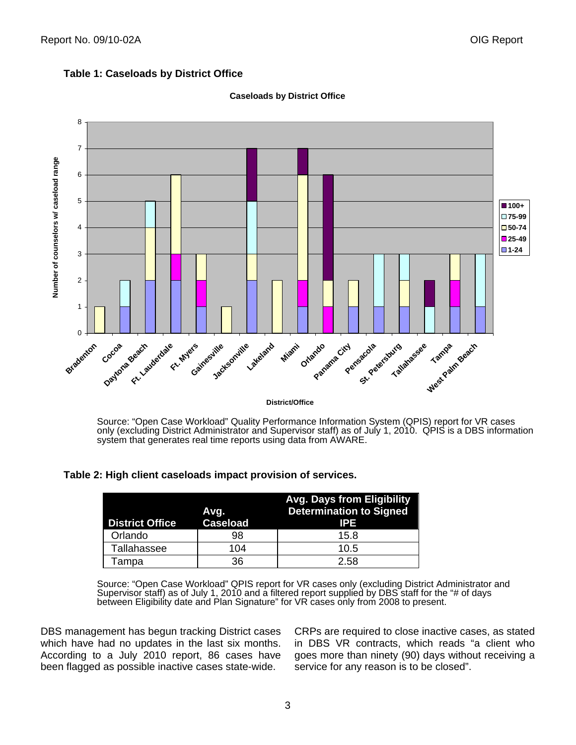**Table 1: Caseloads by District Office**

Source: "Open Case Workload" Quality Performance Information System (QPIS) report for VR cases only (excluding District Administrator and Supervisor staff) as of July 1, 2010. QPIS is a DBS information system that generates real time reports using data from AWARE.

**Table 2: High client caseloads impact provision of services.**

| District Office | Avg. Caseload | Avg. Days from Eligibility Determination to Signed IPE |
|---|---|---|
| Orlando | 98 | 15.8 |
| Tallahassee | 104 | 10.5 |
| Tampa | 36 | 2.58 |

Source: "Open Case Workload" QPIS report for VR cases only (excluding District Administrator and Supervisor staff) as of July 1, 2010 and a filtered report supplied by DBS staff for the "# of days between Eligibility date and Plan Signature" for VR cases only from 2008 to present.

DBS management has begun tracking District cases which have had no updates in the last six months. According to a July 2010 report, 86 cases have been flagged as possible inactive cases state-wide.

CRPs are required to close inactive cases, as stated in DBS VR contracts, which reads "a client who goes more than ninety (90) days without receiving a service for any reason is to be closed".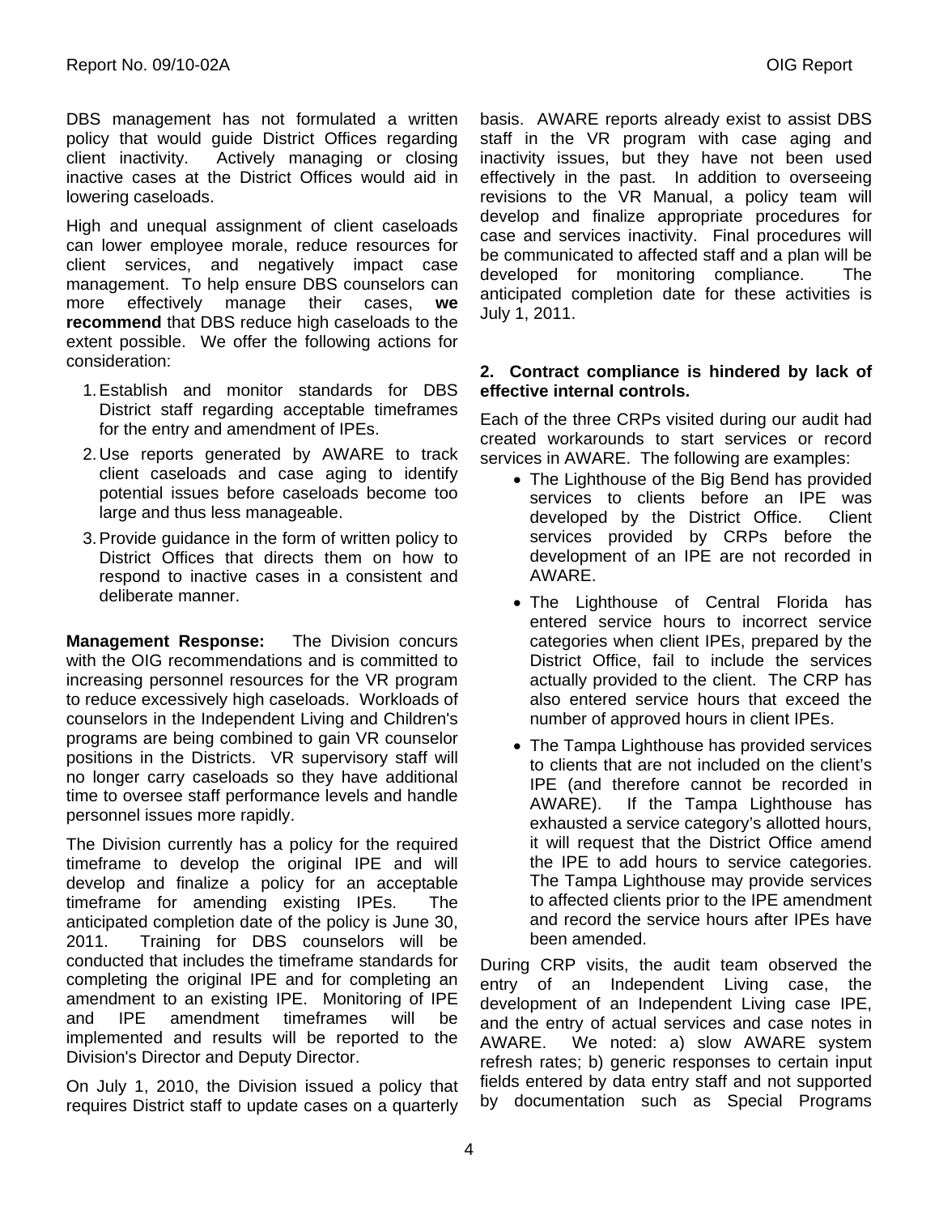DBS management has not formulated a written policy that would guide District Offices regarding client inactivity. Actively managing or closing inactive cases at the District Offices would aid in lowering caseloads.

High and unequal assignment of client caseloads can lower employee morale, reduce resources for client services, and negatively impact case management. To help ensure DBS counselors can more effectively manage their cases, **we recommend** that DBS reduce high caseloads to the extent possible. We offer the following actions for consideration:

1. Establish and monitor standards for DBS District staff regarding acceptable timeframes for the entry and amendment of IPEs.
2. Use reports generated by AWARE to track client caseloads and case aging to identify potential issues before caseloads become too large and thus less manageable.
3. Provide guidance in the form of written policy to District Offices that directs them on how to respond to inactive cases in a consistent and deliberate manner.

**Management Response:** The Division concurs with the OIG recommendations and is committed to increasing personnel resources for the VR program to reduce excessively high caseloads. Workloads of counselors in the Independent Living and Children's programs are being combined to gain VR counselor positions in the Districts. VR supervisory staff will no longer carry caseloads so they have additional time to oversee staff performance levels and handle personnel issues more rapidly.

The Division currently has a policy for the required timeframe to develop the original IPE and will develop and finalize a policy for an acceptable timeframe for amending existing IPEs. The anticipated completion date of the policy is June 30, 2011. Training for DBS counselors will be conducted that includes the timeframe standards for completing the original IPE and for completing an amendment to an existing IPE. Monitoring of IPE and IPE amendment timeframes will be implemented and results will be reported to the Division's Director and Deputy Director.

On July 1, 2010, the Division issued a policy that requires District staff to update cases on a quarterly basis. AWARE reports already exist to assist DBS staff in the VR program with case aging and inactivity issues, but they have not been used effectively in the past. In addition to overseeing revisions to the VR Manual, a policy team will develop and finalize appropriate procedures for case and services inactivity. Final procedures will be communicated to affected staff and a plan will be developed for monitoring compliance. The anticipated completion date for these activities is July 1, 2011.

**2. Contract compliance is hindered by lack of effective internal controls.**

Each of the three CRPs visited during our audit had created workarounds to start services or record services in AWARE. The following are examples:

- The Lighthouse of the Big Bend has provided services to clients before an IPE was developed by the District Office. Client services provided by CRPs before the development of an IPE are not recorded in AWARE.
- The Lighthouse of Central Florida has entered service hours to incorrect service categories when client IPEs, prepared by the District Office, fail to include the services actually provided to the client. The CRP has also entered service hours that exceed the number of approved hours in client IPEs.
- The Tampa Lighthouse has provided services to clients that are not included on the client's IPE (and therefore cannot be recorded in AWARE). If the Tampa Lighthouse has exhausted a service category's allotted hours, it will request that the District Office amend the IPE to add hours to service categories. The Tampa Lighthouse may provide services to affected clients prior to the IPE amendment and record the service hours after IPEs have been amended.

During CRP visits, the audit team observed the entry of an Independent Living case, the development of an Independent Living case IPE, and the entry of actual services and case notes in AWARE. We noted: a) slow AWARE system refresh rates; b) generic responses to certain input fields entered by data entry staff and not supported by documentation such as Special Programs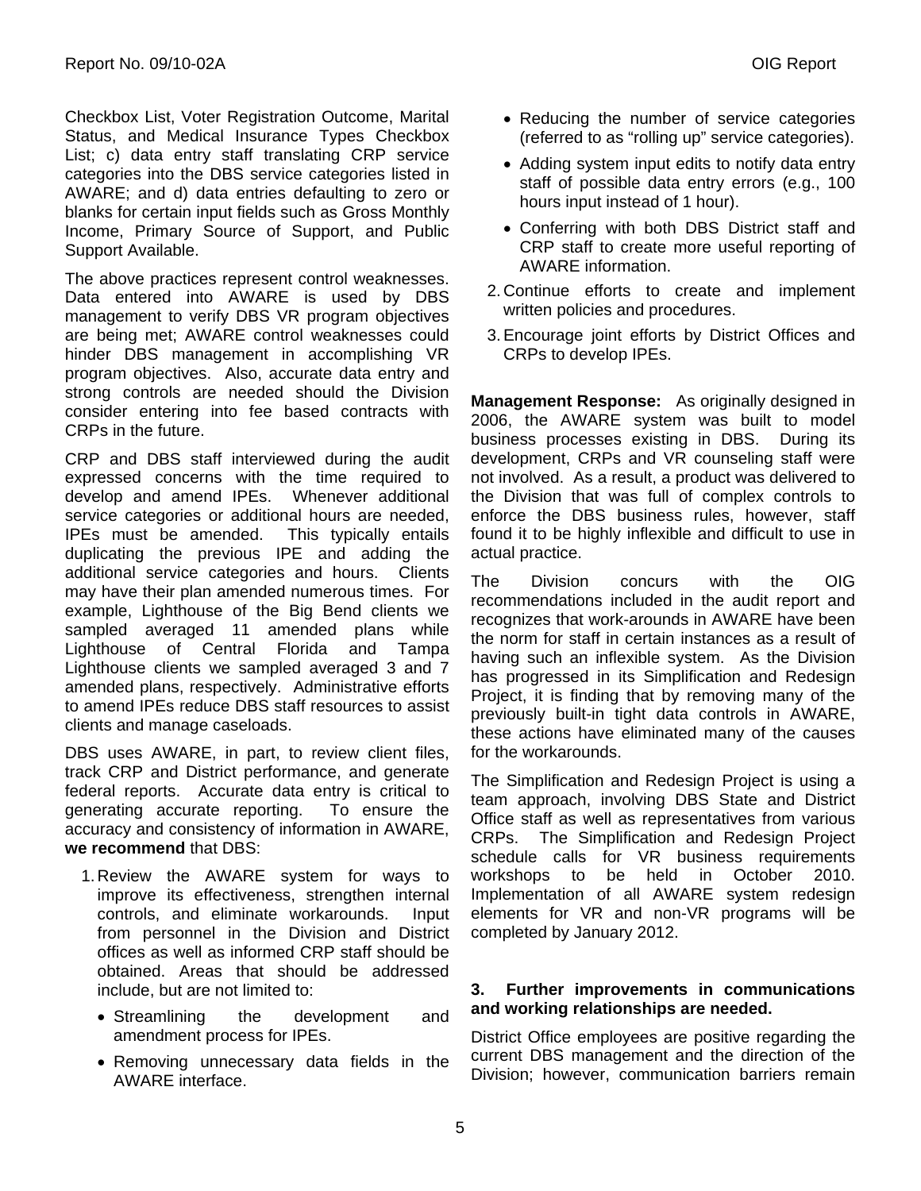Checkbox List, Voter Registration Outcome, Marital Status, and Medical Insurance Types Checkbox List; c) data entry staff translating CRP service categories into the DBS service categories listed in AWARE; and d) data entries defaulting to zero or blanks for certain input fields such as Gross Monthly Income, Primary Source of Support, and Public Support Available.

The above practices represent control weaknesses. Data entered into AWARE is used by DBS management to verify DBS VR program objectives are being met; AWARE control weaknesses could hinder DBS management in accomplishing VR program objectives. Also, accurate data entry and strong controls are needed should the Division consider entering into fee based contracts with CRPs in the future.

CRP and DBS staff interviewed during the audit expressed concerns with the time required to develop and amend IPEs. Whenever additional service categories or additional hours are needed, IPEs must be amended. This typically entails duplicating the previous IPE and adding the additional service categories and hours. Clients may have their plan amended numerous times. For example, Lighthouse of the Big Bend clients we sampled averaged 11 amended plans while Lighthouse of Central Florida and Tampa Lighthouse clients we sampled averaged 3 and 7 amended plans, respectively. Administrative efforts to amend IPEs reduce DBS staff resources to assist clients and manage caseloads.

DBS uses AWARE, in part, to review client files, track CRP and District performance, and generate federal reports. Accurate data entry is critical to generating accurate reporting. To ensure the accuracy and consistency of information in AWARE, **we recommend** that DBS:

1. Review the AWARE system for ways to improve its effectiveness, strengthen internal controls, and eliminate workarounds. Input from personnel in the Division and District offices as well as informed CRP staff should be obtained. Areas that should be addressed include, but are not limited to:
   - Streamlining the development and amendment process for IPEs.
   - Removing unnecessary data fields in the AWARE interface.
   - Reducing the number of service categories (referred to as "rolling up" service categories).
   - Adding system input edits to notify data entry staff of possible data entry errors (e.g., 100 hours input instead of 1 hour).
   - Conferring with both DBS District staff and CRP staff to create more useful reporting of AWARE information.
2. Continue efforts to create and implement written policies and procedures.
3. Encourage joint efforts by District Offices and CRPs to develop IPEs.

**Management Response:** As originally designed in 2006, the AWARE system was built to model business processes existing in DBS. During its development, CRPs and VR counseling staff were not involved. As a result, a product was delivered to the Division that was full of complex controls to enforce the DBS business rules, however, staff found it to be highly inflexible and difficult to use in actual practice.

The Division concurs with the OIG recommendations included in the audit report and recognizes that work-arounds in AWARE have been the norm for staff in certain instances as a result of having such an inflexible system. As the Division has progressed in its Simplification and Redesign Project, it is finding that by removing many of the previously built-in tight data controls in AWARE, these actions have eliminated many of the causes for the workarounds.

The Simplification and Redesign Project is using a team approach, involving DBS State and District Office staff as well as representatives from various CRPs. The Simplification and Redesign Project schedule calls for VR business requirements workshops to be held in October 2010. Implementation of all AWARE system redesign elements for VR and non-VR programs will be completed by January 2012.

### 3. Further improvements in communications and working relationships are needed.

District Office employees are positive regarding the current DBS management and the direction of the Division; however, communication barriers remain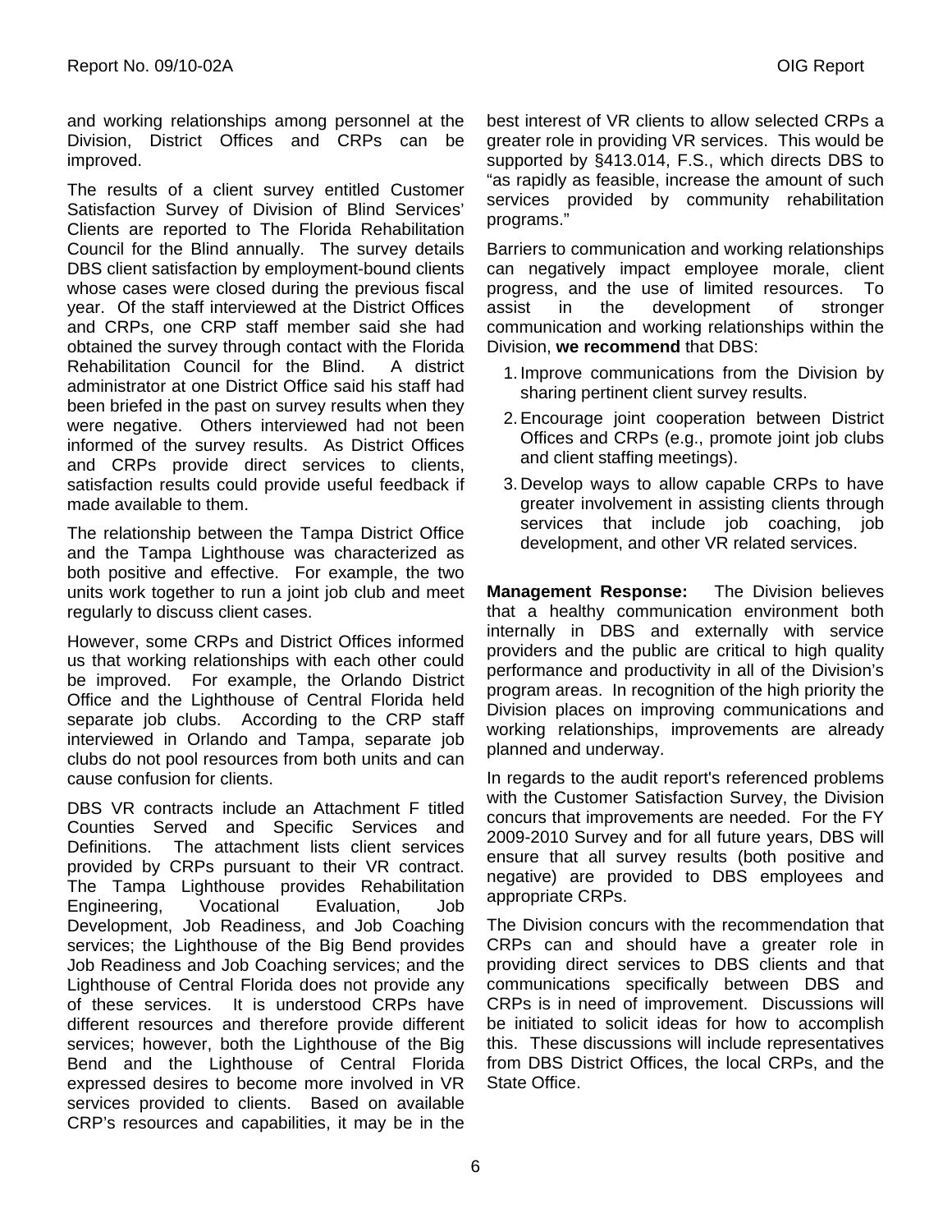and working relationships among personnel at the Division, District Offices and CRPs can be improved.

The results of a client survey entitled Customer Satisfaction Survey of Division of Blind Services' Clients are reported to The Florida Rehabilitation Council for the Blind annually. The survey details DBS client satisfaction by employment-bound clients whose cases were closed during the previous fiscal year. Of the staff interviewed at the District Offices and CRPs, one CRP staff member said she had obtained the survey through contact with the Florida Rehabilitation Council for the Blind. A district administrator at one District Office said his staff had been briefed in the past on survey results when they were negative. Others interviewed had not been informed of the survey results. As District Offices and CRPs provide direct services to clients, satisfaction results could provide useful feedback if made available to them.

The relationship between the Tampa District Office and the Tampa Lighthouse was characterized as both positive and effective. For example, the two units work together to run a joint job club and meet regularly to discuss client cases.

However, some CRPs and District Offices informed us that working relationships with each other could be improved. For example, the Orlando District Office and the Lighthouse of Central Florida held separate job clubs. According to the CRP staff interviewed in Orlando and Tampa, separate job clubs do not pool resources from both units and can cause confusion for clients.

DBS VR contracts include an Attachment F titled Counties Served and Specific Services and Definitions. The attachment lists client services provided by CRPs pursuant to their VR contract. The Tampa Lighthouse provides Rehabilitation Engineering, Vocational Evaluation, Job Development, Job Readiness, and Job Coaching services; the Lighthouse of the Big Bend provides Job Readiness and Job Coaching services; and the Lighthouse of Central Florida does not provide any of these services. It is understood CRPs have different resources and therefore provide different services; however, both the Lighthouse of the Big Bend and the Lighthouse of Central Florida expressed desires to become more involved in VR services provided to clients. Based on available CRP's resources and capabilities, it may be in the best interest of VR clients to allow selected CRPs a greater role in providing VR services. This would be supported by §413.014, F.S., which directs DBS to "as rapidly as feasible, increase the amount of such services provided by community rehabilitation programs."

Barriers to communication and working relationships can negatively impact employee morale, client progress, and the use of limited resources. To assist in the development of stronger communication and working relationships within the Division, **we recommend** that DBS:

1. Improve communications from the Division by sharing pertinent client survey results.
2. Encourage joint cooperation between District Offices and CRPs (e.g., promote joint job clubs and client staffing meetings).
3. Develop ways to allow capable CRPs to have greater involvement in assisting clients through services that include job coaching, job development, and other VR related services.

**Management Response:** The Division believes that a healthy communication environment both internally in DBS and externally with service providers and the public are critical to high quality performance and productivity in all of the Division's program areas. In recognition of the high priority the Division places on improving communications and working relationships, improvements are already planned and underway.

In regards to the audit report's referenced problems with the Customer Satisfaction Survey, the Division concurs that improvements are needed. For the FY 2009-2010 Survey and for all future years, DBS will ensure that all survey results (both positive and negative) are provided to DBS employees and appropriate CRPs.

The Division concurs with the recommendation that CRPs can and should have a greater role in providing direct services to DBS clients and that communications specifically between DBS and CRPs is in need of improvement. Discussions will be initiated to solicit ideas for how to accomplish this. These discussions will include representatives from DBS District Offices, the local CRPs, and the State Office.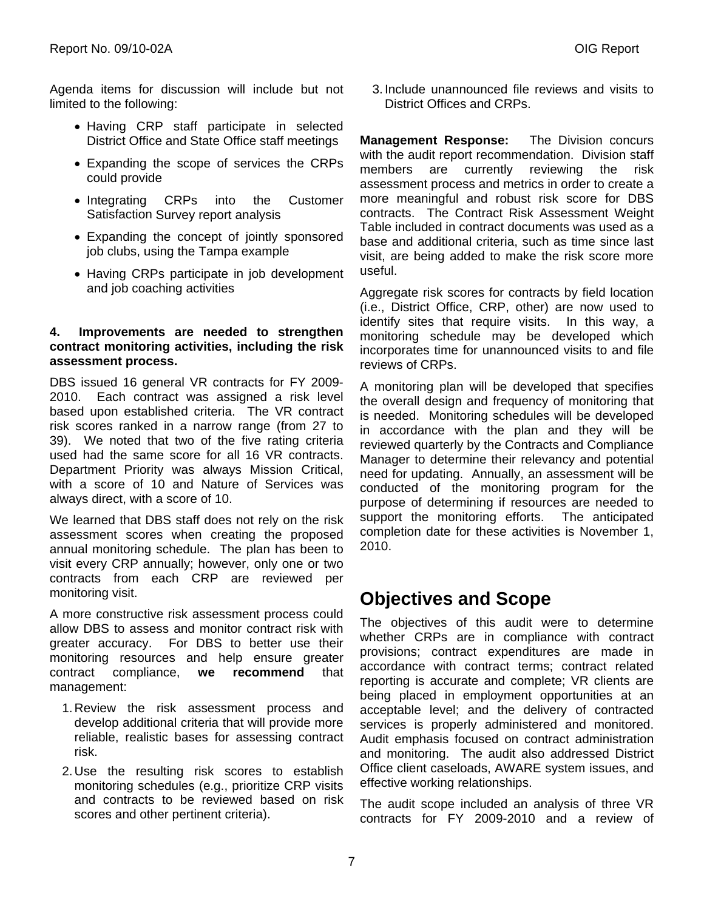Agenda items for discussion will include but not limited to the following:

- Having CRP staff participate in selected District Office and State Office staff meetings
- Expanding the scope of services the CRPs could provide
- Integrating CRPs into the Customer Satisfaction Survey report analysis
- Expanding the concept of jointly sponsored job clubs, using the Tampa example
- Having CRPs participate in job development and job coaching activities

**4. Improvements are needed to strengthen contract monitoring activities, including the risk assessment process.**

DBS issued 16 general VR contracts for FY 2009-2010. Each contract was assigned a risk level based upon established criteria. The VR contract risk scores ranked in a narrow range (from 27 to 39). We noted that two of the five rating criteria used had the same score for all 16 VR contracts. Department Priority was always Mission Critical, with a score of 10 and Nature of Services was always direct, with a score of 10.

We learned that DBS staff does not rely on the risk assessment scores when creating the proposed annual monitoring schedule. The plan has been to visit every CRP annually; however, only one or two contracts from each CRP are reviewed per monitoring visit.

A more constructive risk assessment process could allow DBS to assess and monitor contract risk with greater accuracy. For DBS to better use their monitoring resources and help ensure greater contract compliance, **we recommend** that management:

1. Review the risk assessment process and develop additional criteria that will provide more reliable, realistic bases for assessing contract risk.
2. Use the resulting risk scores to establish monitoring schedules (e.g., prioritize CRP visits and contracts to be reviewed based on risk scores and other pertinent criteria).
3. Include unannounced file reviews and visits to District Offices and CRPs.

**Management Response:** The Division concurs with the audit report recommendation. Division staff members are currently reviewing the risk assessment process and metrics in order to create a more meaningful and robust risk score for DBS contracts. The Contract Risk Assessment Weight Table included in contract documents was used as a base and additional criteria, such as time since last visit, are being added to make the risk score more useful.

Aggregate risk scores for contracts by field location (i.e., District Office, CRP, other) are now used to identify sites that require visits. In this way, a monitoring schedule may be developed which incorporates time for unannounced visits to and file reviews of CRPs.

A monitoring plan will be developed that specifies the overall design and frequency of monitoring that is needed. Monitoring schedules will be developed in accordance with the plan and they will be reviewed quarterly by the Contracts and Compliance Manager to determine their relevancy and potential need for updating. Annually, an assessment will be conducted of the monitoring program for the purpose of determining if resources are needed to support the monitoring efforts. The anticipated completion date for these activities is November 1, 2010.

# Objectives and Scope

The objectives of this audit were to determine whether CRPs are in compliance with contract provisions; contract expenditures are made in accordance with contract terms; contract related reporting is accurate and complete; VR clients are being placed in employment opportunities at an acceptable level; and the delivery of contracted services is properly administered and monitored. Audit emphasis focused on contract administration and monitoring. The audit also addressed District Office client caseloads, AWARE system issues, and effective working relationships.

The audit scope included an analysis of three VR contracts for FY 2009-2010 and a review of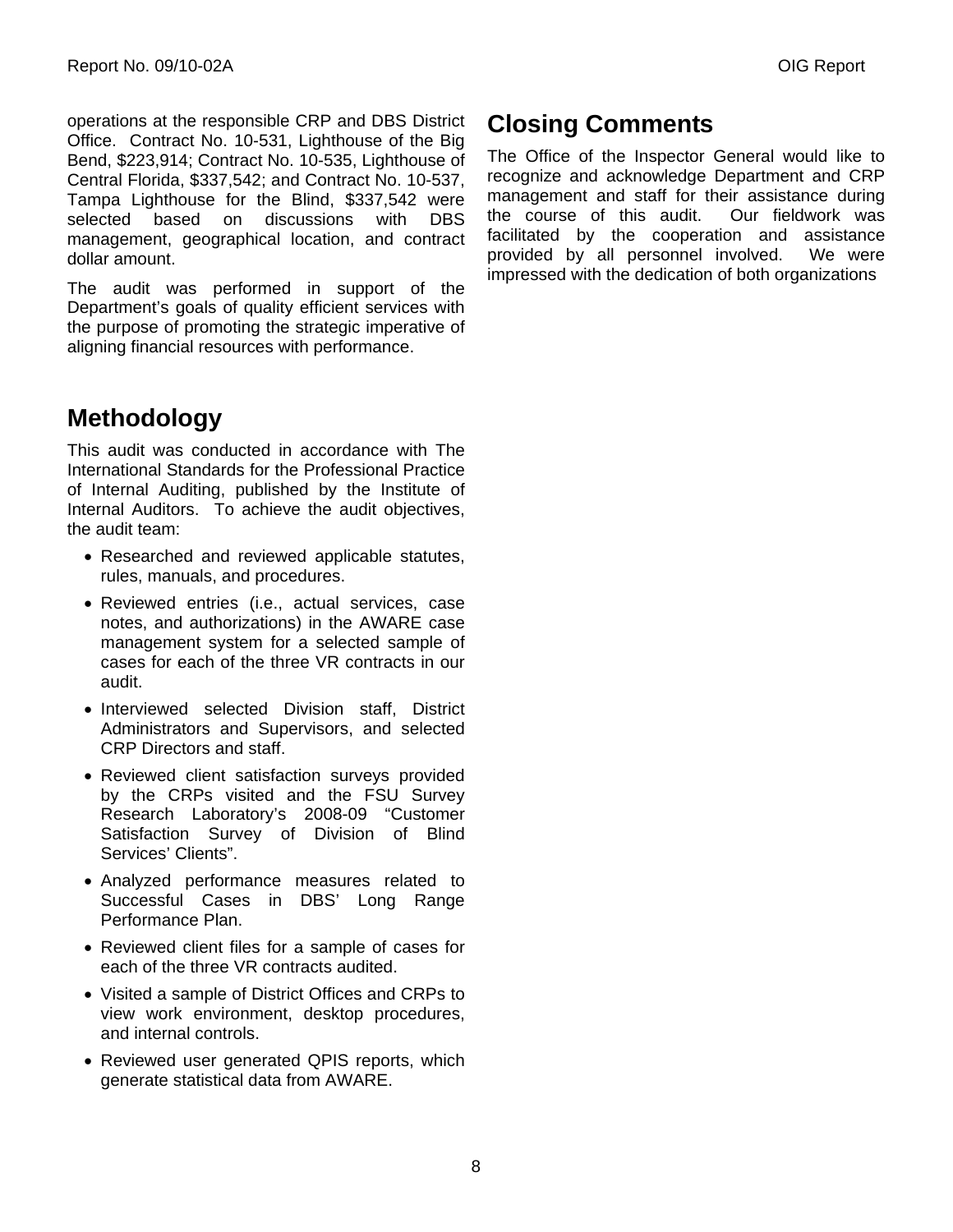operations at the responsible CRP and DBS District Office. Contract No. 10-531, Lighthouse of the Big Bend, $223,914; Contract No. 10-535, Lighthouse of Central Florida, $337,542; and Contract No. 10-537, Tampa Lighthouse for the Blind, $337,542 were selected based on discussions with DBS management, geographical location, and contract dollar amount.

The audit was performed in support of the Department's goals of quality efficient services with the purpose of promoting the strategic imperative of aligning financial resources with performance.

## Methodology

This audit was conducted in accordance with The International Standards for the Professional Practice of Internal Auditing, published by the Institute of Internal Auditors. To achieve the audit objectives, the audit team:

- Researched and reviewed applicable statutes, rules, manuals, and procedures.
- Reviewed entries (i.e., actual services, case notes, and authorizations) in the AWARE case management system for a selected sample of cases for each of the three VR contracts in our audit.
- Interviewed selected Division staff, District Administrators and Supervisors, and selected CRP Directors and staff.
- Reviewed client satisfaction surveys provided by the CRPs visited and the FSU Survey Research Laboratory's 2008-09 "Customer Satisfaction Survey of Division of Blind Services' Clients".
- Analyzed performance measures related to Successful Cases in DBS' Long Range Performance Plan.
- Reviewed client files for a sample of cases for each of the three VR contracts audited.
- Visited a sample of District Offices and CRPs to view work environment, desktop procedures, and internal controls.
- Reviewed user generated QPIS reports, which generate statistical data from AWARE.

## Closing Comments

The Office of the Inspector General would like to recognize and acknowledge Department and CRP management and staff for their assistance during the course of this audit. Our fieldwork was facilitated by the cooperation and assistance provided by all personnel involved. We were impressed with the dedication of both organizations